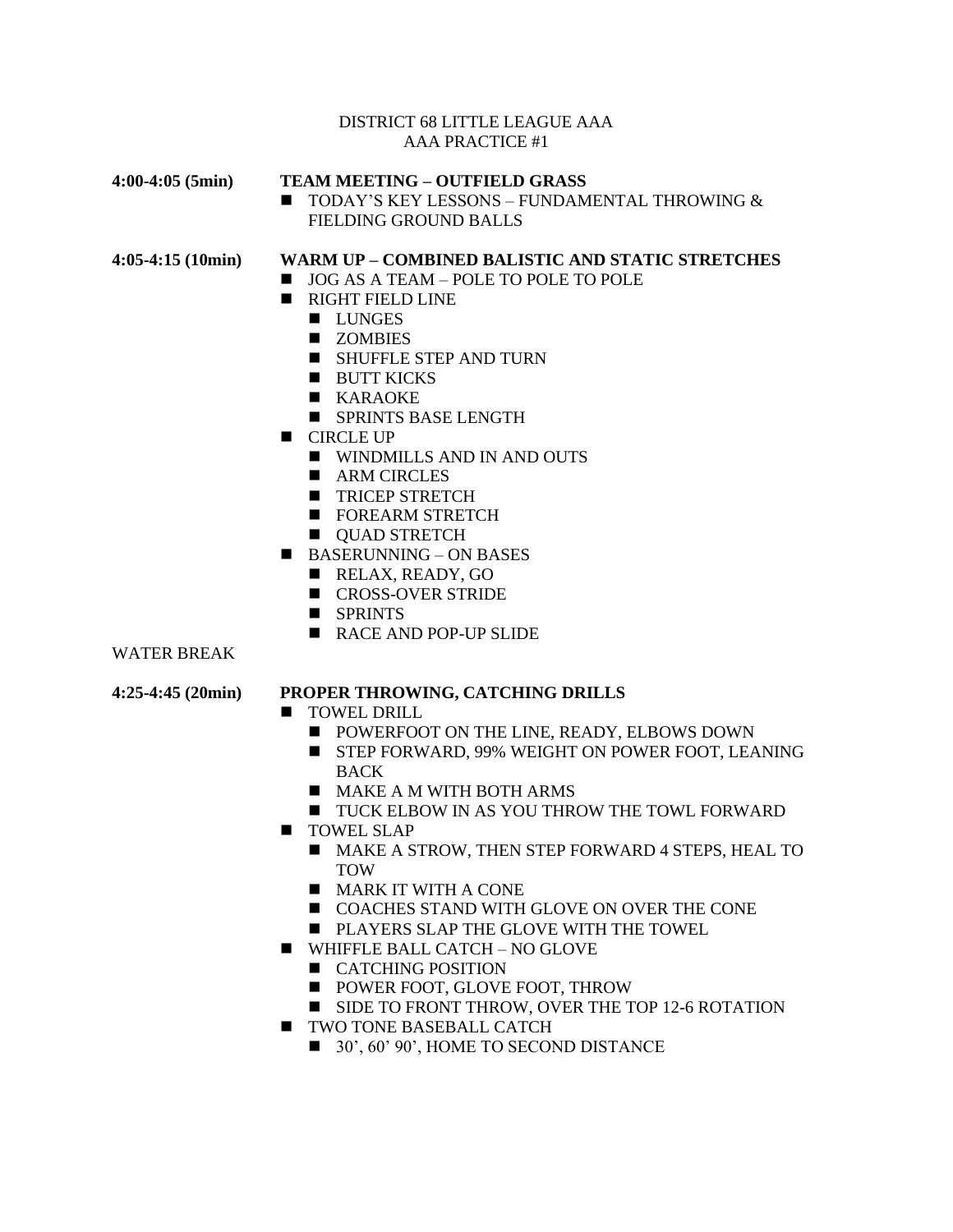DISTRICT 68 LITTLE LEAGUE AAA
AAA PRACTICE #1

**4:00-4:05 (5min)** **TEAM MEETING – OUTFIELD GRASS**

- TODAY'S KEY LESSONS – FUNDAMENTAL THROWING & FIELDING GROUND BALLS

**4:05-4:15 (10min)** **WARM UP – COMBINED BALISTIC AND STATIC STRETCHES**

- JOG AS A TEAM – POLE TO POLE TO POLE
- RIGHT FIELD LINE
  - LUNGES
  - ZOMBIES
  - SHUFFLE STEP AND TURN
  - BUTT KICKS
  - KARAOKE
  - SPRINTS BASE LENGTH
- CIRCLE UP
  - WINDMILLS AND IN AND OUTS
  - ARM CIRCLES
  - TRICEP STRETCH
  - FOREARM STRETCH
  - QUAD STRETCH
- BASERUNNING – ON BASES
  - RELAX, READY, GO
  - CROSS-OVER STRIDE
  - SPRINTS
  - RACE AND POP-UP SLIDE

WATER BREAK

**4:25-4:45 (20min)** **PROPER THROWING, CATCHING DRILLS**

- TOWEL DRILL
  - POWERFOOT ON THE LINE, READY, ELBOWS DOWN
  - STEP FORWARD, 99% WEIGHT ON POWER FOOT, LEANING BACK
  - MAKE A M WITH BOTH ARMS
  - TUCK ELBOW IN AS YOU THROW THE TOWL FORWARD
- TOWEL SLAP
  - MAKE A STROW, THEN STEP FORWARD 4 STEPS, HEAL TO TOW
  - MARK IT WITH A CONE
  - COACHES STAND WITH GLOVE ON OVER THE CONE
  - PLAYERS SLAP THE GLOVE WITH THE TOWEL
- WHIFFLE BALL CATCH – NO GLOVE
  - CATCHING POSITION
  - POWER FOOT, GLOVE FOOT, THROW
  - SIDE TO FRONT THROW, OVER THE TOP 12-6 ROTATION
- TWO TONE BASEBALL CATCH
  - 30', 60' 90', HOME TO SECOND DISTANCE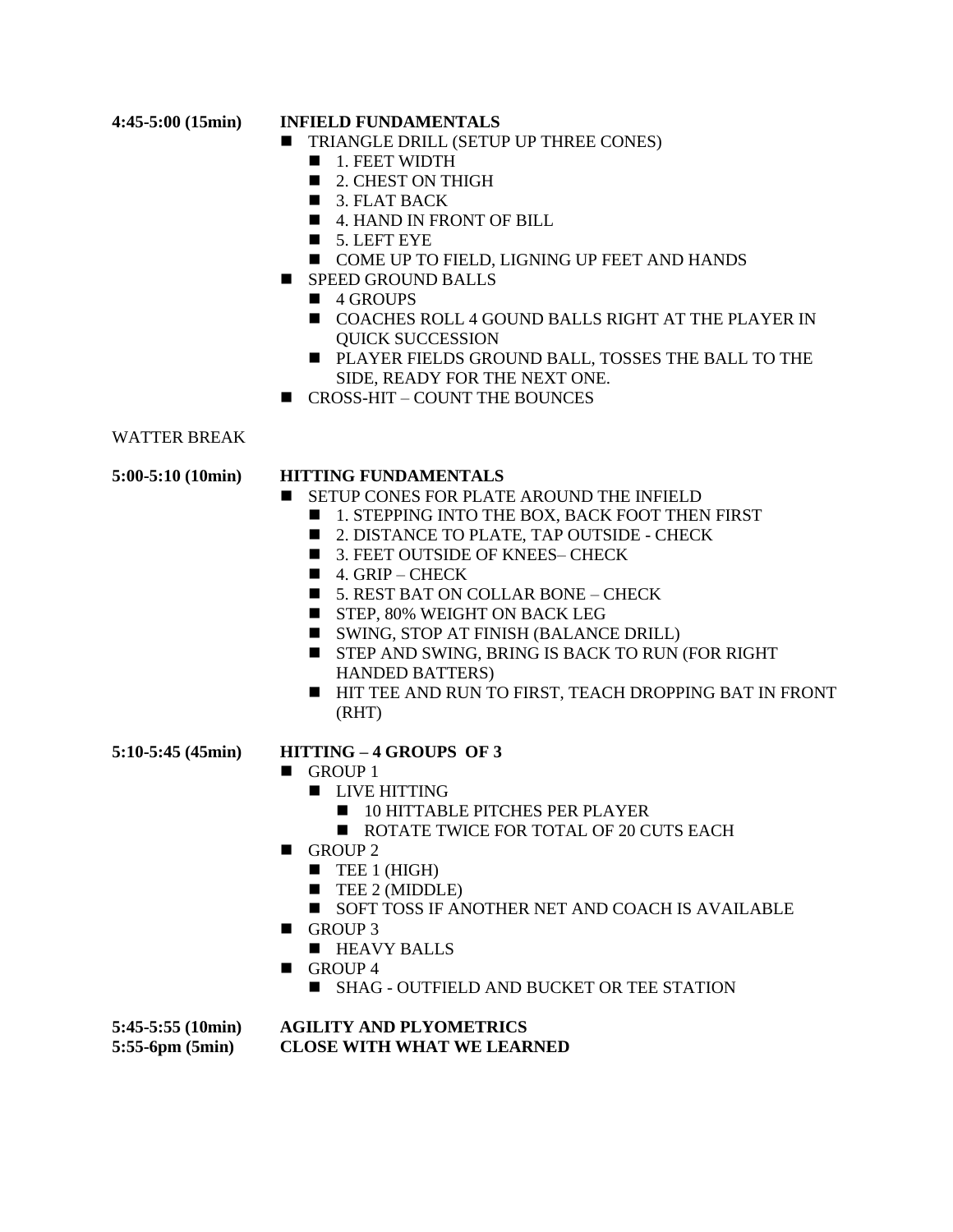**4:45-5:00 (15min)** **INFIELD FUNDAMENTALS**

- TRIANGLE DRILL (SETUP UP THREE CONES)
  - 1. FEET WIDTH
  - 2. CHEST ON THIGH
  - 3. FLAT BACK
  - 4. HAND IN FRONT OF BILL
  - 5. LEFT EYE
  - COME UP TO FIELD, LIGNING UP FEET AND HANDS
- SPEED GROUND BALLS
  - 4 GROUPS
  - COACHES ROLL 4 GOUND BALLS RIGHT AT THE PLAYER IN QUICK SUCCESSION
  - PLAYER FIELDS GROUND BALL, TOSSES THE BALL TO THE SIDE, READY FOR THE NEXT ONE.
- CROSS-HIT – COUNT THE BOUNCES

WATTER BREAK

**5:00-5:10 (10min)** **HITTING FUNDAMENTALS**

- SETUP CONES FOR PLATE AROUND THE INFIELD
  - 1. STEPPING INTO THE BOX, BACK FOOT THEN FIRST
  - 2. DISTANCE TO PLATE, TAP OUTSIDE - CHECK
  - 3. FEET OUTSIDE OF KNEES– CHECK
  - 4. GRIP – CHECK
  - 5. REST BAT ON COLLAR BONE – CHECK
  - STEP, 80% WEIGHT ON BACK LEG
  - SWING, STOP AT FINISH (BALANCE DRILL)
  - STEP AND SWING, BRING IS BACK TO RUN (FOR RIGHT HANDED BATTERS)
  - HIT TEE AND RUN TO FIRST, TEACH DROPPING BAT IN FRONT (RHT)

**5:10-5:45 (45min)** **HITTING – 4 GROUPS OF 3**

- GROUP 1
  - LIVE HITTING
    - 10 HITTABLE PITCHES PER PLAYER
    - ROTATE TWICE FOR TOTAL OF 20 CUTS EACH
- GROUP 2
  - TEE 1 (HIGH)
  - TEE 2 (MIDDLE)
  - SOFT TOSS IF ANOTHER NET AND COACH IS AVAILABLE
- GROUP 3
  - HEAVY BALLS
- GROUP 4
  - SHAG - OUTFIELD AND BUCKET OR TEE STATION

**5:45-5:55 (10min)** **AGILITY AND PLYOMETRICS**

**5:55-6pm (5min)** **CLOSE WITH WHAT WE LEARNED**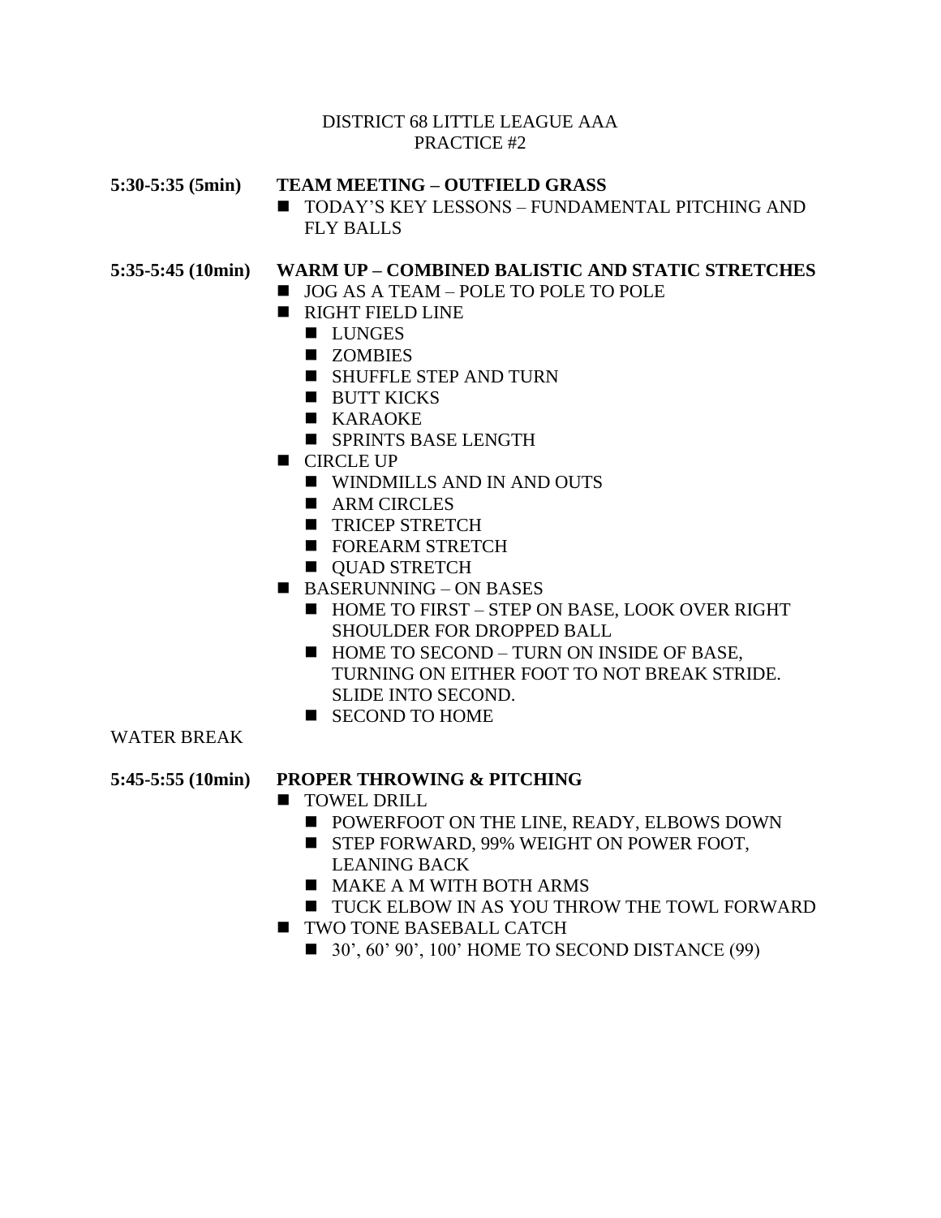DISTRICT 68 LITTLE LEAGUE AAA
PRACTICE #2

**5:30-5:35 (5min)** **TEAM MEETING – OUTFIELD GRASS**

- TODAY'S KEY LESSONS – FUNDAMENTAL PITCHING AND FLY BALLS

**5:35-5:45 (10min)** **WARM UP – COMBINED BALISTIC AND STATIC STRETCHES**

- JOG AS A TEAM – POLE TO POLE TO POLE
- RIGHT FIELD LINE
  - LUNGES
  - ZOMBIES
  - SHUFFLE STEP AND TURN
  - BUTT KICKS
  - KARAOKE
  - SPRINTS BASE LENGTH
- CIRCLE UP
  - WINDMILLS AND IN AND OUTS
  - ARM CIRCLES
  - TRICEP STRETCH
  - FOREARM STRETCH
  - QUAD STRETCH
- BASERUNNING – ON BASES
  - HOME TO FIRST – STEP ON BASE, LOOK OVER RIGHT SHOULDER FOR DROPPED BALL
  - HOME TO SECOND – TURN ON INSIDE OF BASE, TURNING ON EITHER FOOT TO NOT BREAK STRIDE. SLIDE INTO SECOND.
  - SECOND TO HOME

WATER BREAK

**5:45-5:55 (10min)** **PROPER THROWING & PITCHING**

- TOWEL DRILL
  - POWERFOOT ON THE LINE, READY, ELBOWS DOWN
  - STEP FORWARD, 99% WEIGHT ON POWER FOOT, LEANING BACK
  - MAKE A M WITH BOTH ARMS
  - TUCK ELBOW IN AS YOU THROW THE TOWL FORWARD
- TWO TONE BASEBALL CATCH
  - 30', 60' 90', 100' HOME TO SECOND DISTANCE (99)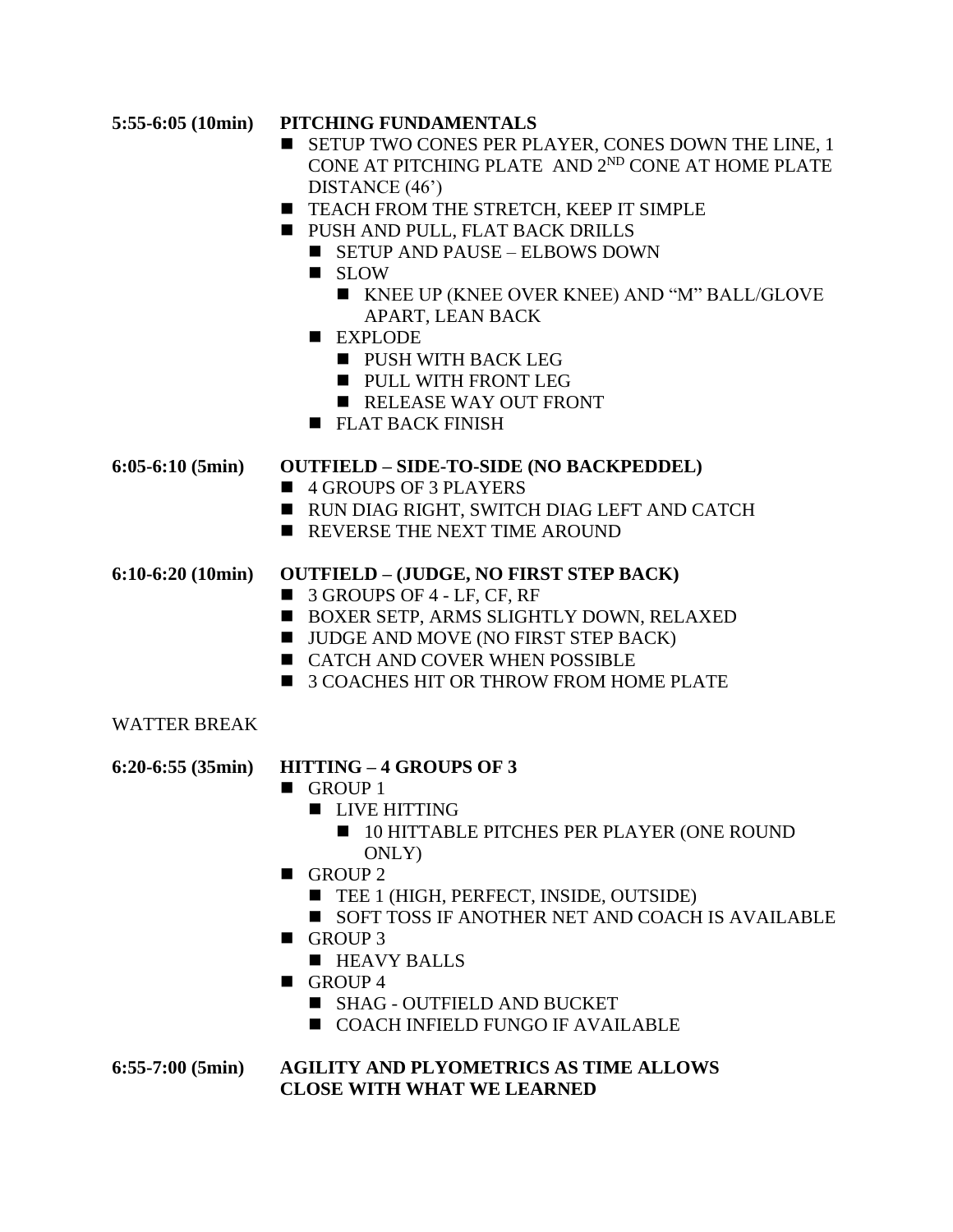**5:55-6:05 (10min)** **PITCHING FUNDAMENTALS**

- SETUP TWO CONES PER PLAYER, CONES DOWN THE LINE, 1 CONE AT PITCHING PLATE AND 2ND CONE AT HOME PLATE DISTANCE (46')
- TEACH FROM THE STRETCH, KEEP IT SIMPLE
- PUSH AND PULL, FLAT BACK DRILLS
  - SETUP AND PAUSE – ELBOWS DOWN
  - SLOW
    - KNEE UP (KNEE OVER KNEE) AND "M" BALL/GLOVE APART, LEAN BACK
  - EXPLODE
    - PUSH WITH BACK LEG
    - PULL WITH FRONT LEG
    - RELEASE WAY OUT FRONT
  - FLAT BACK FINISH

**6:05-6:10 (5min)** **OUTFIELD – SIDE-TO-SIDE (NO BACKPEDDEL)**

- 4 GROUPS OF 3 PLAYERS
- RUN DIAG RIGHT, SWITCH DIAG LEFT AND CATCH
- REVERSE THE NEXT TIME AROUND

**6:10-6:20 (10min)** **OUTFIELD – (JUDGE, NO FIRST STEP BACK)**

- 3 GROUPS OF 4 - LF, CF, RF
- BOXER SETP, ARMS SLIGHTLY DOWN, RELAXED
- JUDGE AND MOVE (NO FIRST STEP BACK)
- CATCH AND COVER WHEN POSSIBLE
- 3 COACHES HIT OR THROW FROM HOME PLATE

WATTER BREAK

**6:20-6:55 (35min)** **HITTING – 4 GROUPS OF 3**

- GROUP 1
  - LIVE HITTING
    - 10 HITTABLE PITCHES PER PLAYER (ONE ROUND ONLY)
- GROUP 2
  - TEE 1 (HIGH, PERFECT, INSIDE, OUTSIDE)
  - SOFT TOSS IF ANOTHER NET AND COACH IS AVAILABLE
- GROUP 3
  - HEAVY BALLS
- GROUP 4
  - SHAG - OUTFIELD AND BUCKET
  - COACH INFIELD FUNGO IF AVAILABLE

**6:55-7:00 (5min)** **AGILITY AND PLYOMETRICS AS TIME ALLOWS**
**CLOSE WITH WHAT WE LEARNED**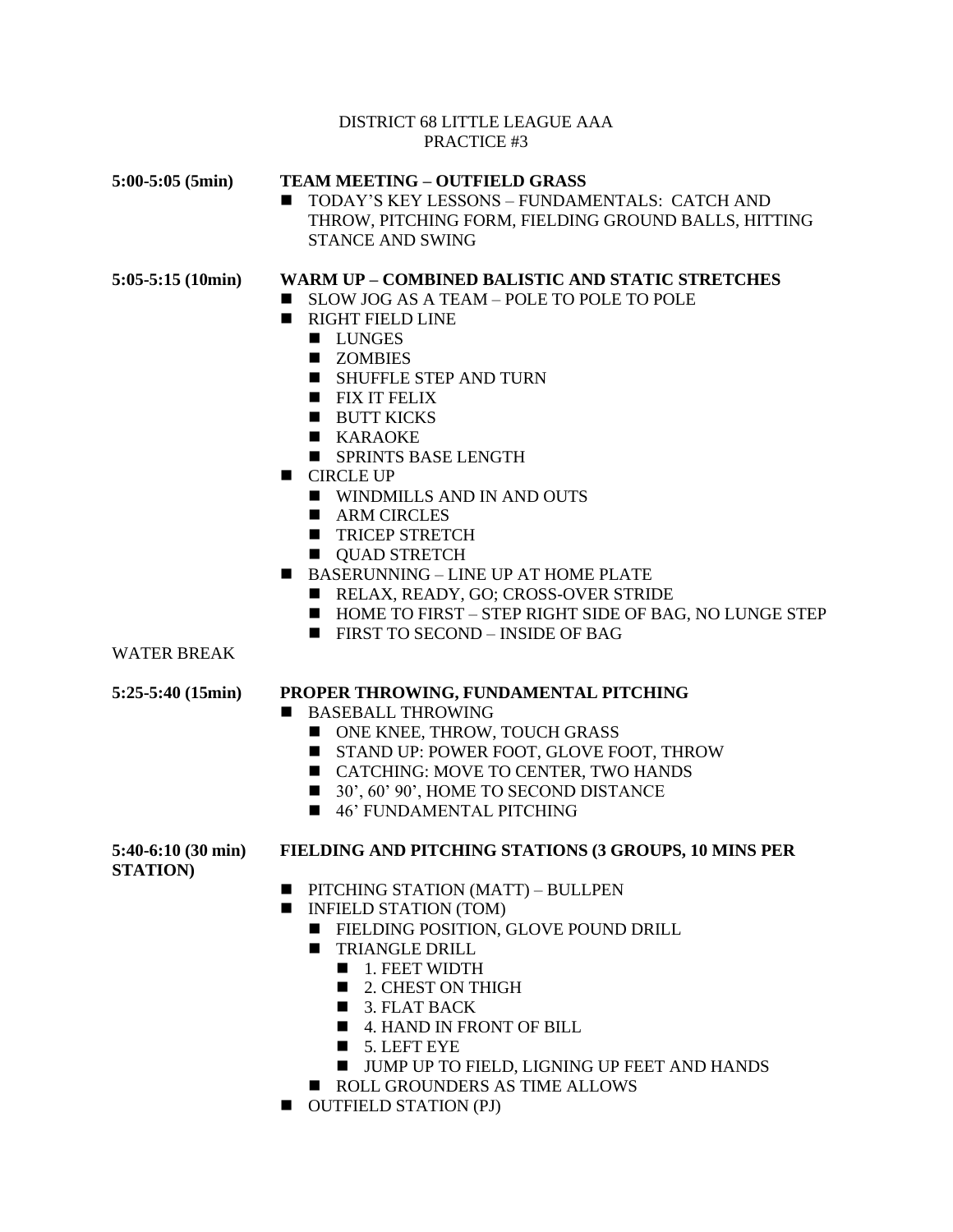DISTRICT 68 LITTLE LEAGUE AAA
PRACTICE #3

**5:00-5:05 (5min)** **TEAM MEETING – OUTFIELD GRASS**

- TODAY'S KEY LESSONS – FUNDAMENTALS: CATCH AND THROW, PITCHING FORM, FIELDING GROUND BALLS, HITTING STANCE AND SWING

**5:05-5:15 (10min)** **WARM UP – COMBINED BALISTIC AND STATIC STRETCHES**

- SLOW JOG AS A TEAM – POLE TO POLE TO POLE
- RIGHT FIELD LINE
  - LUNGES
  - ZOMBIES
  - SHUFFLE STEP AND TURN
  - FIX IT FELIX
  - BUTT KICKS
  - KARAOKE
  - SPRINTS BASE LENGTH
- CIRCLE UP
  - WINDMILLS AND IN AND OUTS
  - ARM CIRCLES
  - TRICEP STRETCH
  - QUAD STRETCH
- BASERUNNING – LINE UP AT HOME PLATE
  - RELAX, READY, GO; CROSS-OVER STRIDE
  - HOME TO FIRST – STEP RIGHT SIDE OF BAG, NO LUNGE STEP
  - FIRST TO SECOND – INSIDE OF BAG

WATER BREAK

**5:25-5:40 (15min)** **PROPER THROWING, FUNDAMENTAL PITCHING**

- BASEBALL THROWING
  - ONE KNEE, THROW, TOUCH GRASS
  - STAND UP: POWER FOOT, GLOVE FOOT, THROW
  - CATCHING: MOVE TO CENTER, TWO HANDS
  - 30', 60' 90', HOME TO SECOND DISTANCE
  - 46' FUNDAMENTAL PITCHING

**5:40-6:10 (30 min) STATION)** **FIELDING AND PITCHING STATIONS (3 GROUPS, 10 MINS PER**

- PITCHING STATION (MATT) – BULLPEN
- INFIELD STATION (TOM)
  - FIELDING POSITION, GLOVE POUND DRILL
  - TRIANGLE DRILL
    - 1. FEET WIDTH
    - 2. CHEST ON THIGH
    - 3. FLAT BACK
    - 4. HAND IN FRONT OF BILL
    - 5. LEFT EYE
    - JUMP UP TO FIELD, LIGNING UP FEET AND HANDS
  - ROLL GROUNDERS AS TIME ALLOWS
- OUTFIELD STATION (PJ)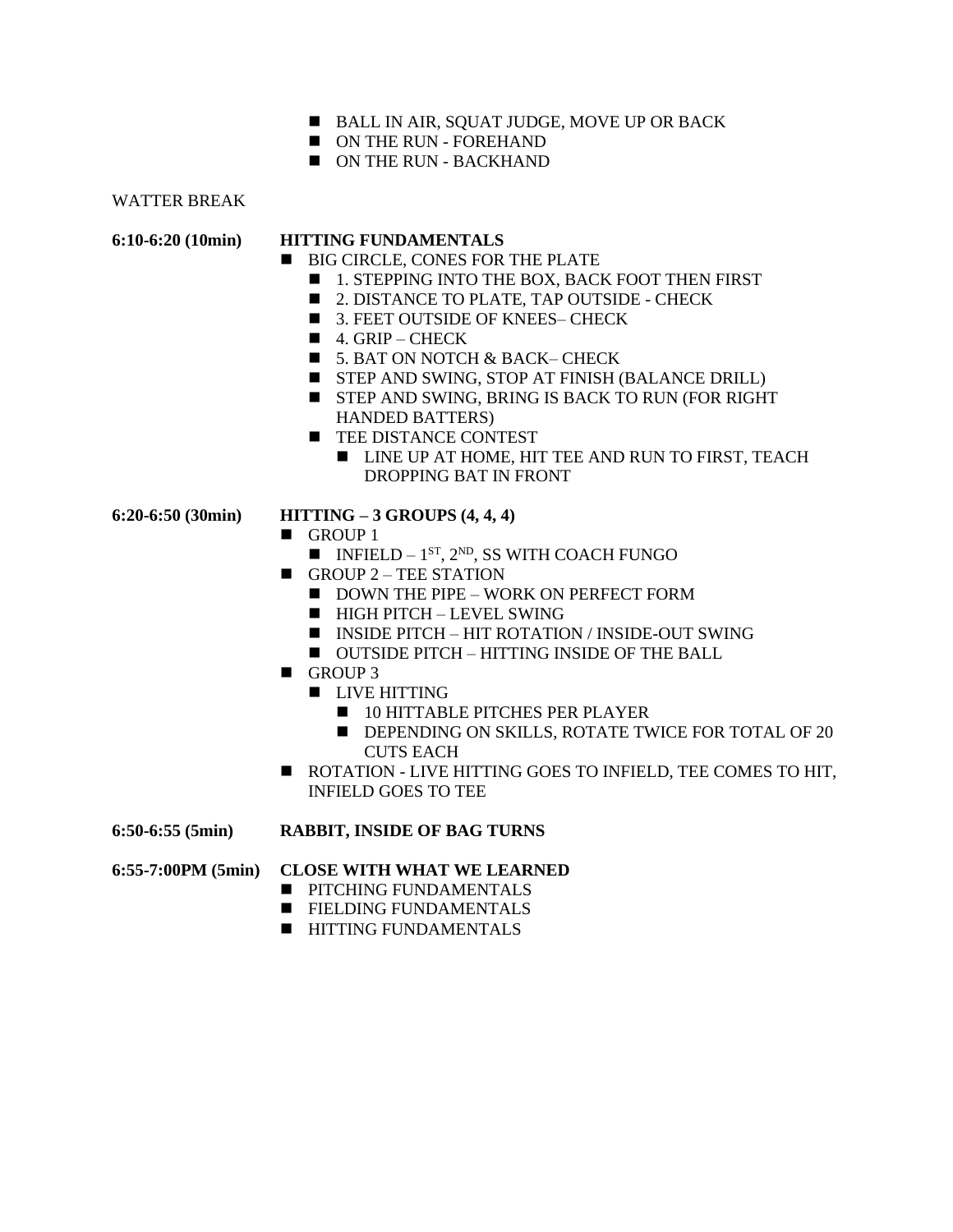- BALL IN AIR, SQUAT JUDGE, MOVE UP OR BACK
- ON THE RUN - FOREHAND
- ON THE RUN - BACKHAND

WATTER BREAK

**6:10-6:20 (10min)** **HITTING FUNDAMENTALS**

- BIG CIRCLE, CONES FOR THE PLATE
  - 1. STEPPING INTO THE BOX, BACK FOOT THEN FIRST
  - 2. DISTANCE TO PLATE, TAP OUTSIDE - CHECK
  - 3. FEET OUTSIDE OF KNEES– CHECK
  - 4. GRIP – CHECK
  - 5. BAT ON NOTCH & BACK– CHECK
  - STEP AND SWING, STOP AT FINISH (BALANCE DRILL)
  - STEP AND SWING, BRING IS BACK TO RUN (FOR RIGHT HANDED BATTERS)
  - TEE DISTANCE CONTEST
    - LINE UP AT HOME, HIT TEE AND RUN TO FIRST, TEACH DROPPING BAT IN FRONT

**6:20-6:50 (30min)** **HITTING – 3 GROUPS (4, 4, 4)**

- GROUP 1
  - INFIELD – 1ST, 2ND, SS WITH COACH FUNGO
- GROUP 2 – TEE STATION
  - DOWN THE PIPE – WORK ON PERFECT FORM
  - HIGH PITCH – LEVEL SWING
  - INSIDE PITCH – HIT ROTATION / INSIDE-OUT SWING
  - OUTSIDE PITCH – HITTING INSIDE OF THE BALL
- GROUP 3
  - LIVE HITTING
    - 10 HITTABLE PITCHES PER PLAYER
    - DEPENDING ON SKILLS, ROTATE TWICE FOR TOTAL OF 20 CUTS EACH
- ROTATION - LIVE HITTING GOES TO INFIELD, TEE COMES TO HIT, INFIELD GOES TO TEE

**6:50-6:55 (5min)** **RABBIT, INSIDE OF BAG TURNS**

**6:55-7:00PM (5min)** **CLOSE WITH WHAT WE LEARNED**

- PITCHING FUNDAMENTALS
- FIELDING FUNDAMENTALS
- HITTING FUNDAMENTALS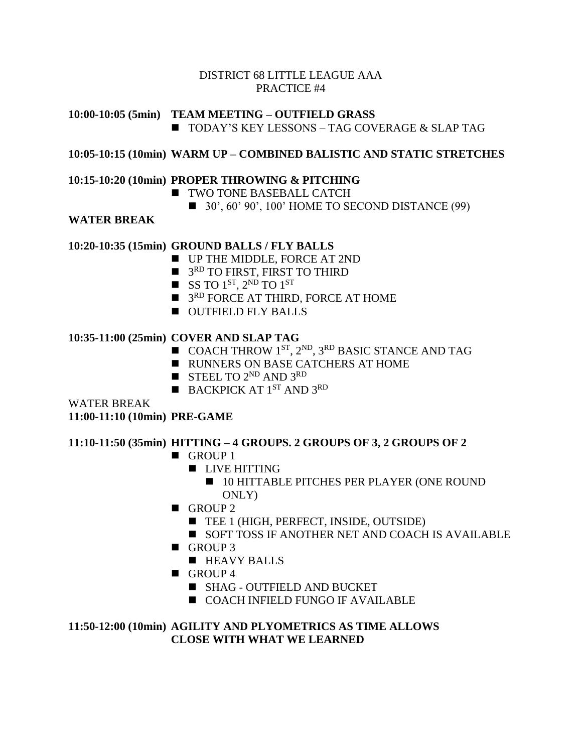DISTRICT 68 LITTLE LEAGUE AAA
PRACTICE #4

**10:00-10:05 (5min) TEAM MEETING – OUTFIELD GRASS**

- TODAY'S KEY LESSONS – TAG COVERAGE & SLAP TAG

**10:05-10:15 (10min) WARM UP – COMBINED BALISTIC AND STATIC STRETCHES**

**10:15-10:20 (10min) PROPER THROWING & PITCHING**

- TWO TONE BASEBALL CATCH
  - 30', 60' 90', 100' HOME TO SECOND DISTANCE (99)

**WATER BREAK**

**10:20-10:35 (15min) GROUND BALLS / FLY BALLS**

- UP THE MIDDLE, FORCE AT 2ND
- 3RD TO FIRST, FIRST TO THIRD
- SS TO 1ST, 2ND TO 1ST
- 3RD FORCE AT THIRD, FORCE AT HOME
- OUTFIELD FLY BALLS

**10:35-11:00 (25min) COVER AND SLAP TAG**

- COACH THROW 1ST, 2ND, 3RD BASIC STANCE AND TAG
- RUNNERS ON BASE CATCHERS AT HOME
- STEEL TO 2ND AND 3RD
- BACKPICK AT 1ST AND 3RD

WATER BREAK

**11:00-11:10 (10min) PRE-GAME**

**11:10-11:50 (35min) HITTING – 4 GROUPS. 2 GROUPS OF 3, 2 GROUPS OF 2**

- GROUP 1
  - LIVE HITTING
    - 10 HITTABLE PITCHES PER PLAYER (ONE ROUND ONLY)
- GROUP 2
  - TEE 1 (HIGH, PERFECT, INSIDE, OUTSIDE)
  - SOFT TOSS IF ANOTHER NET AND COACH IS AVAILABLE
- GROUP 3
  - HEAVY BALLS
- GROUP 4
  - SHAG - OUTFIELD AND BUCKET
  - COACH INFIELD FUNGO IF AVAILABLE

**11:50-12:00 (10min) AGILITY AND PLYOMETRICS AS TIME ALLOWS**
**CLOSE WITH WHAT WE LEARNED**